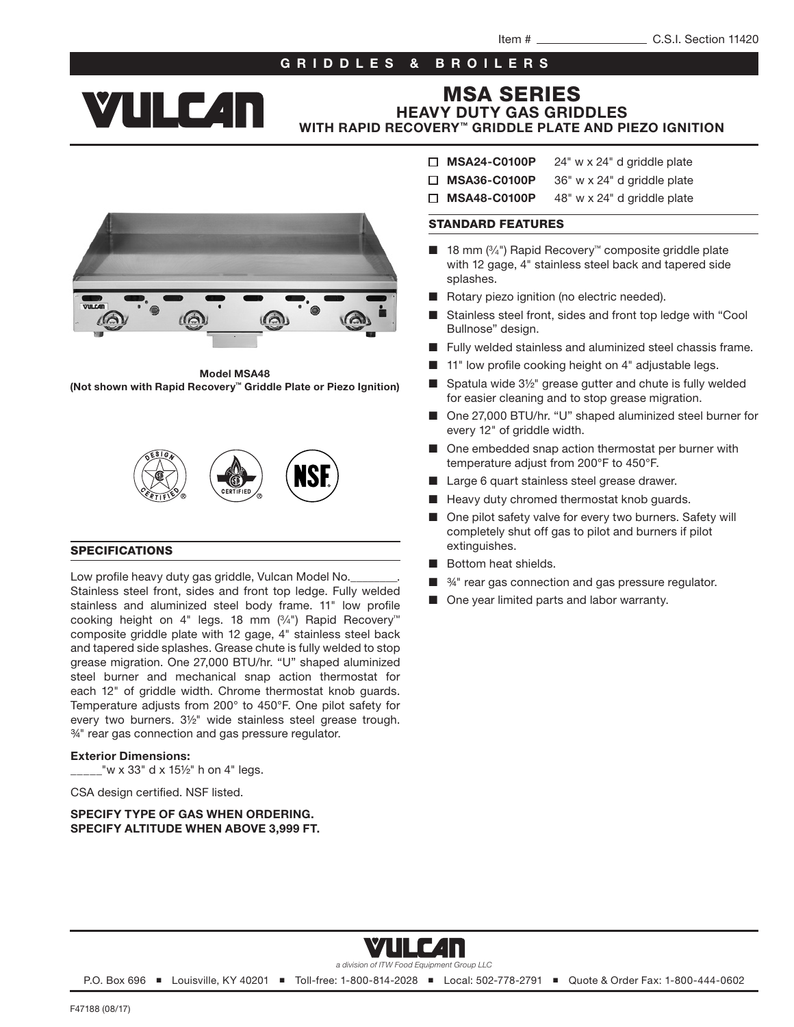Item # ________________ C.S.I. Section 11420

GRIDDLES & BROILERS

# MSA SERIES

## HEAVY DUTY GAS GRIDDLES

### WITH RAPID RECOVERY™ GRIDDLE PLATE AND PIEZO IGNITION

- ☐ **MSA24-C0100P** 24" w x 24" d griddle plate
- ☐ **MSA36-C0100P** 36" w x 24" d griddle plate
- ☐ **MSA48-C0100P** 48" w x 24" d griddle plate

**Model MSA48**
**(Not shown with Rapid Recovery™ Griddle Plate or Piezo Ignition)**

## STANDARD FEATURES

- 18 mm (¾") Rapid Recovery™ composite griddle plate with 12 gage, 4" stainless steel back and tapered side splashes.
- Rotary piezo ignition (no electric needed).
- Stainless steel front, sides and front top ledge with "Cool Bullnose" design.
- Fully welded stainless and aluminized steel chassis frame.
- 11" low profile cooking height on 4" adjustable legs.
- Spatula wide 3½" grease gutter and chute is fully welded for easier cleaning and to stop grease migration.
- One 27,000 BTU/hr. "U" shaped aluminized steel burner for every 12" of griddle width.
- One embedded snap action thermostat per burner with temperature adjust from 200°F to 450°F.
- Large 6 quart stainless steel grease drawer.
- Heavy duty chromed thermostat knob guards.
- One pilot safety valve for every two burners. Safety will completely shut off gas to pilot and burners if pilot extinguishes.
- Bottom heat shields.
- ¾" rear gas connection and gas pressure regulator.
- One year limited parts and labor warranty.

## SPECIFICATIONS

Low profile heavy duty gas griddle, Vulcan Model No.________. Stainless steel front, sides and front top ledge. Fully welded stainless and aluminized steel body frame. 11" low profile cooking height on 4" legs. 18 mm (¾") Rapid Recovery™ composite griddle plate with 12 gage, 4" stainless steel back and tapered side splashes. Grease chute is fully welded to stop grease migration. One 27,000 BTU/hr. "U" shaped aluminized steel burner and mechanical snap action thermostat for each 12" of griddle width. Chrome thermostat knob guards. Temperature adjusts from 200° to 450°F. One pilot safety for every two burners. 3½" wide stainless steel grease trough. ¾" rear gas connection and gas pressure regulator.

**Exterior Dimensions:**
_____"w x 33" d x 15½" h on 4" legs.

CSA design certified. NSF listed.

**SPECIFY TYPE OF GAS WHEN ORDERING.**
**SPECIFY ALTITUDE WHEN ABOVE 3,999 FT.**

*a division of ITW Food Equipment Group LLC*

P.O. Box 696 ■ Louisville, KY 40201 ■ Toll-free: 1-800-814-2028 ■ Local: 502-778-2791 ■ Quote & Order Fax: 1-800-444-0602

F47188 (08/17)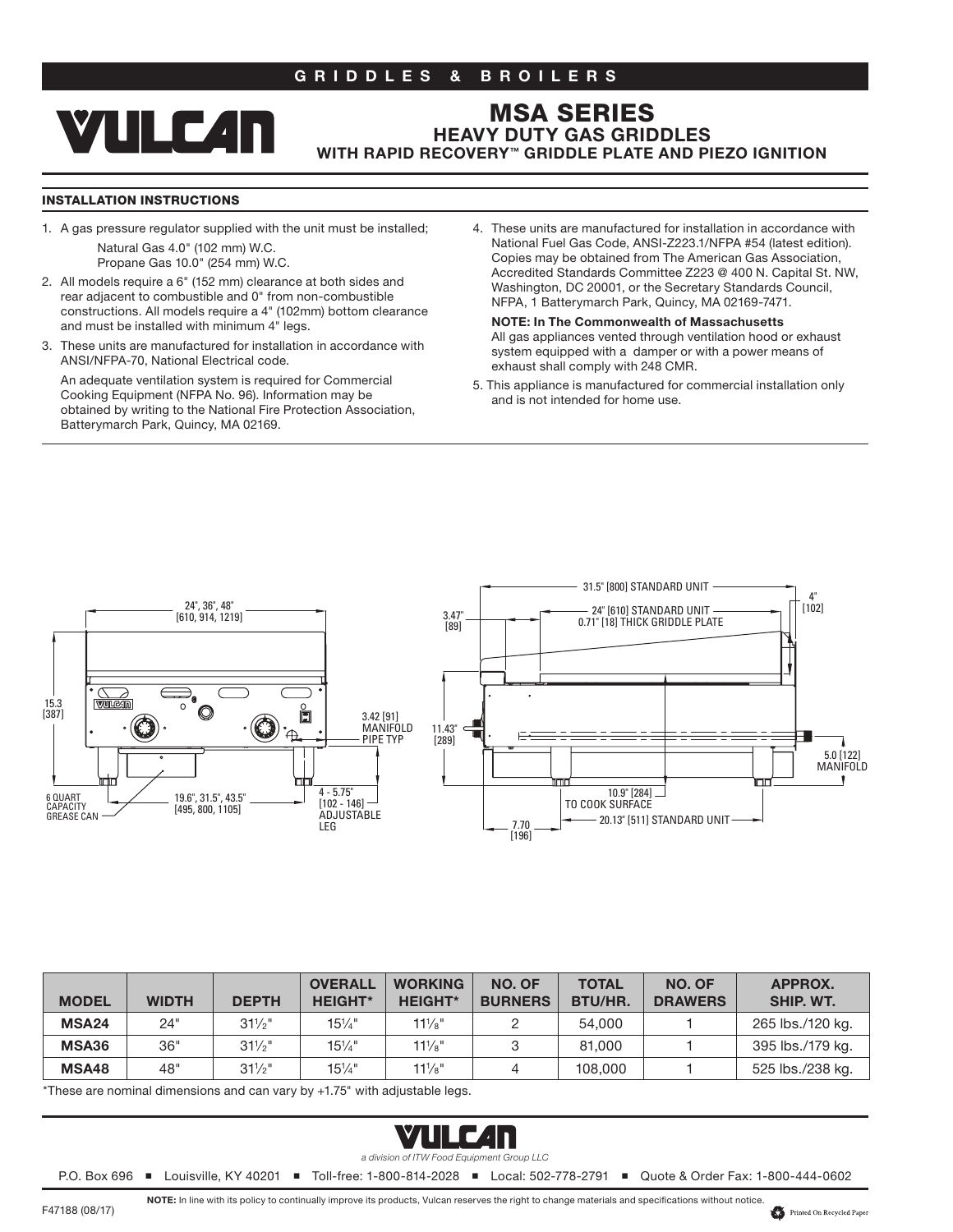# MSA SERIES

## HEAVY DUTY GAS GRIDDLES

### WITH RAPID RECOVERY™ GRIDDLE PLATE AND PIEZO IGNITION

#### INSTALLATION INSTRUCTIONS

1. A gas pressure regulator supplied with the unit must be installed;
   Natural Gas 4.0" (102 mm) W.C.
   Propane Gas 10.0" (254 mm) W.C.
2. All models require a 6" (152 mm) clearance at both sides and rear adjacent to combustible and 0" from non-combustible constructions. All models require a 4" (102mm) bottom clearance and must be installed with minimum 4" legs.
3. These units are manufactured for installation in accordance with ANSI/NFPA-70, National Electrical code.

   An adequate ventilation system is required for Commercial Cooking Equipment (NFPA No. 96). Information may be obtained by writing to the National Fire Protection Association, Batterymarch Park, Quincy, MA 02169.
4. These units are manufactured for installation in accordance with National Fuel Gas Code, ANSI-Z223.1/NFPA #54 (latest edition). Copies may be obtained from The American Gas Association, Accredited Standards Committee Z223 @ 400 N. Capital St. NW, Washington, DC 20001, or the Secretary Standards Council, NFPA, 1 Batterymarch Park, Quincy, MA 02169-7471.

   **NOTE: In The Commonwealth of Massachusetts**
   All gas appliances vented through ventilation hood or exhaust system equipped with a damper or with a power means of exhaust shall comply with 248 CMR.
5. This appliance is manufactured for commercial installation only and is not intended for home use.

24", 36", 48" [610, 914, 1219]
15.3 [387]
3.42 [91] MANIFOLD PIPE TYP
6 QUART CAPACITY GREASE CAN
19.6", 31.5", 43.5" [495, 800, 1105]
4 - 5.75" [102 - 146] ADJUSTABLE LEG

31.5" [800] STANDARD UNIT
4" [102]
3.47" [89]
24" [610] STANDARD UNIT
0.71" [18] THICK GRIDDLE PLATE
11.43" [289]
5.0 [122] MANIFOLD
10.9" [284] TO COOK SURFACE
20.13" [511] STANDARD UNIT
7.70 [196]

| MODEL | WIDTH | DEPTH | OVERALL HEIGHT* | WORKING HEIGHT* | NO. OF BURNERS | TOTAL BTU/HR. | NO. OF DRAWERS | APPROX. SHIP. WT. |
|---|---|---|---|---|---|---|---|---|
| **MSA24** | 24" | 31½" | 15¼" | 11⅛" | 2 | 54,000 | 1 | 265 lbs./120 kg. |
| **MSA36** | 36" | 31½" | 15¼" | 11⅛" | 3 | 81,000 | 1 | 395 lbs./179 kg. |
| **MSA48** | 48" | 31½" | 15¼" | 11⅛" | 4 | 108,000 | 1 | 525 lbs./238 kg. |

*These are nominal dimensions and can vary by +1.75" with adjustable legs.

*a division of ITW Food Equipment Group LLC*

P.O. Box 696 ■ Louisville, KY 40201 ■ Toll-free: 1-800-814-2028 ■ Local: 502-778-2791 ■ Quote & Order Fax: 1-800-444-0602

**NOTE:** In line with its policy to continually improve its products, Vulcan reserves the right to change materials and specifications without notice.

F47188 (08/17)

Printed On Recycled Paper